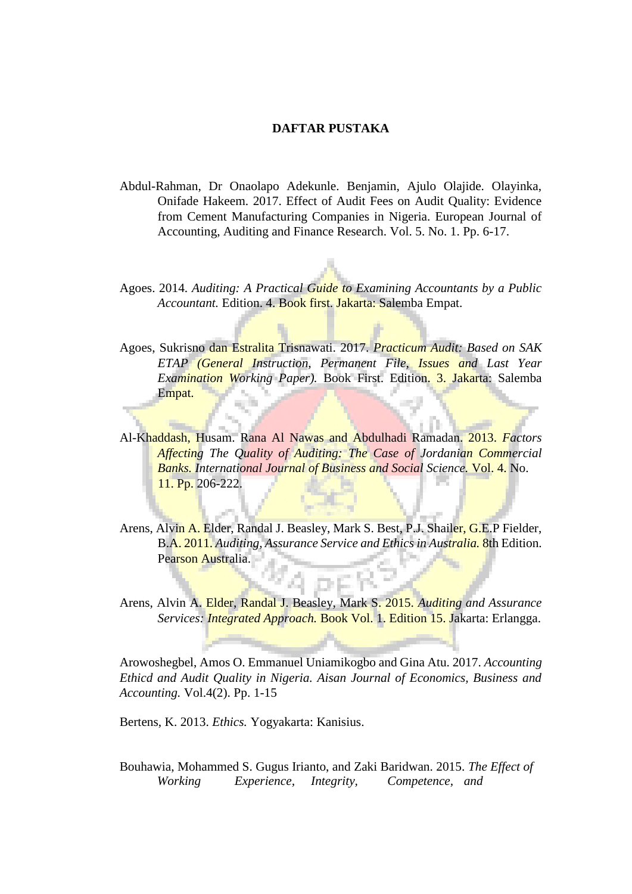**DAFTAR PUSTAKA**

Abdul-Rahman, Dr Onaolapo Adekunle. Benjamin, Ajulo Olajide. Olayinka, Onifade Hakeem. 2017. Effect of Audit Fees on Audit Quality: Evidence from Cement Manufacturing Companies in Nigeria. European Journal of Accounting, Auditing and Finance Research. Vol. 5. No. 1. Pp. 6-17.

Agoes. 2014. *Auditing: A Practical Guide to Examining Accountants by a Public Accountant.* Edition. 4. Book first. Jakarta: Salemba Empat.

Agoes, Sukrisno dan Estralita Trisnawati. 2017. *Practicum Audit: Based on SAK ETAP (General Instruction, Permanent File, Issues and Last Year Examination Working Paper).* Book First. Edition. 3. Jakarta: Salemba Empat.

Al-Khaddash, Husam. Rana Al Nawas and Abdulhadi Ramadan. 2013. *Factors Affecting The Quality of Auditing: The Case of Jordanian Commercial Banks. International Journal of Business and Social Science.* Vol. 4. No. 11. Pp. 206-222.

Arens, Alvin A. Elder, Randal J. Beasley, Mark S. Best, P.J. Shailer, G.E.P Fielder, B.A. 2011. *Auditing, Assurance Service and Ethics in Australia.* 8th Edition. Pearson Australia.

Arens, Alvin A. Elder, Randal J. Beasley, Mark S. 2015. *Auditing and Assurance Services: Integrated Approach.* Book Vol. 1. Edition 15. Jakarta: Erlangga.

Arowoshegbel, Amos O. Emmanuel Uniamikogbo and Gina Atu. 2017. *Accounting Ethicd and Audit Quality in Nigeria. Aisan Journal of Economics, Business and Accounting.* Vol.4(2). Pp. 1-15

Bertens, K. 2013. *Ethics.* Yogyakarta: Kanisius.

Bouhawia, Mohammed S. Gugus Irianto, and Zaki Baridwan. 2015. *The Effect of Working Experience, Integrity, Competence, and*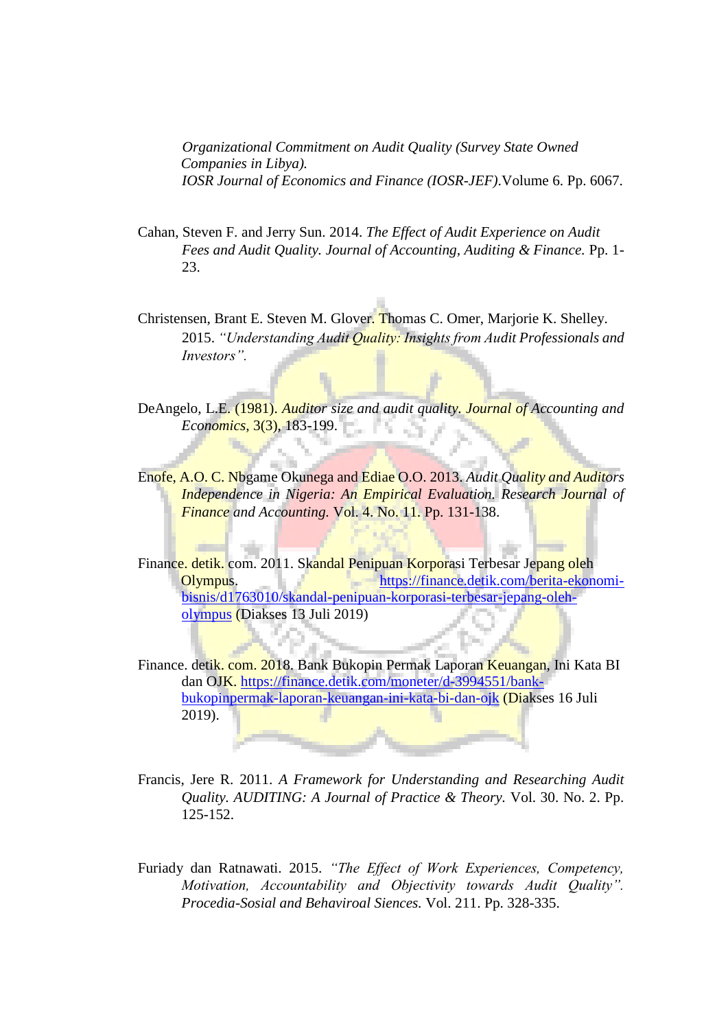*Organizational Commitment on Audit Quality (Survey State Owned Companies in Libya).* *IOSR Journal of Economics and Finance (IOSR-JEF)*.Volume 6. Pp. 6067.

Cahan, Steven F. and Jerry Sun. 2014. *The Effect of Audit Experience on Audit Fees and Audit Quality. Journal of Accounting, Auditing & Finance.* Pp. 1-23.

Christensen, Brant E. Steven M. Glover. Thomas C. Omer, Marjorie K. Shelley. 2015. *"Understanding Audit Quality: Insights from Audit Professionals and Investors".*

DeAngelo, L.E. (1981). *Auditor size and audit quality. Journal of Accounting and Economics*, 3(3), 183-199.

Enofe, A.O. C. Nbgame Okunega and Ediae O.O. 2013. *Audit Quality and Auditors Independence in Nigeria: An Empirical Evaluation. Research Journal of Finance and Accounting.* Vol. 4. No. 11. Pp. 131-138.

Finance. detik. com. 2011. Skandal Penipuan Korporasi Terbesar Jepang oleh Olympus. https://finance.detik.com/berita-ekonomi-bisnis/d1763010/skandal-penipuan-korporasi-terbesar-jepang-oleh-olympus (Diakses 13 Juli 2019)

Finance. detik. com. 2018. Bank Bukopin Permak Laporan Keuangan, Ini Kata BI dan OJK. https://finance.detik.com/moneter/d-3994551/bank-bukopinpermak-laporan-keuangan-ini-kata-bi-dan-ojk (Diakses 16 Juli 2019).

Francis, Jere R. 2011. *A Framework for Understanding and Researching Audit Quality. AUDITING: A Journal of Practice & Theory.* Vol. 30. No. 2. Pp. 125-152.

Furiady dan Ratnawati. 2015. *"The Effect of Work Experiences, Competency, Motivation, Accountability and Objectivity towards Audit Quality". Procedia-Sosial and Behaviroal Siences.* Vol. 211. Pp. 328-335.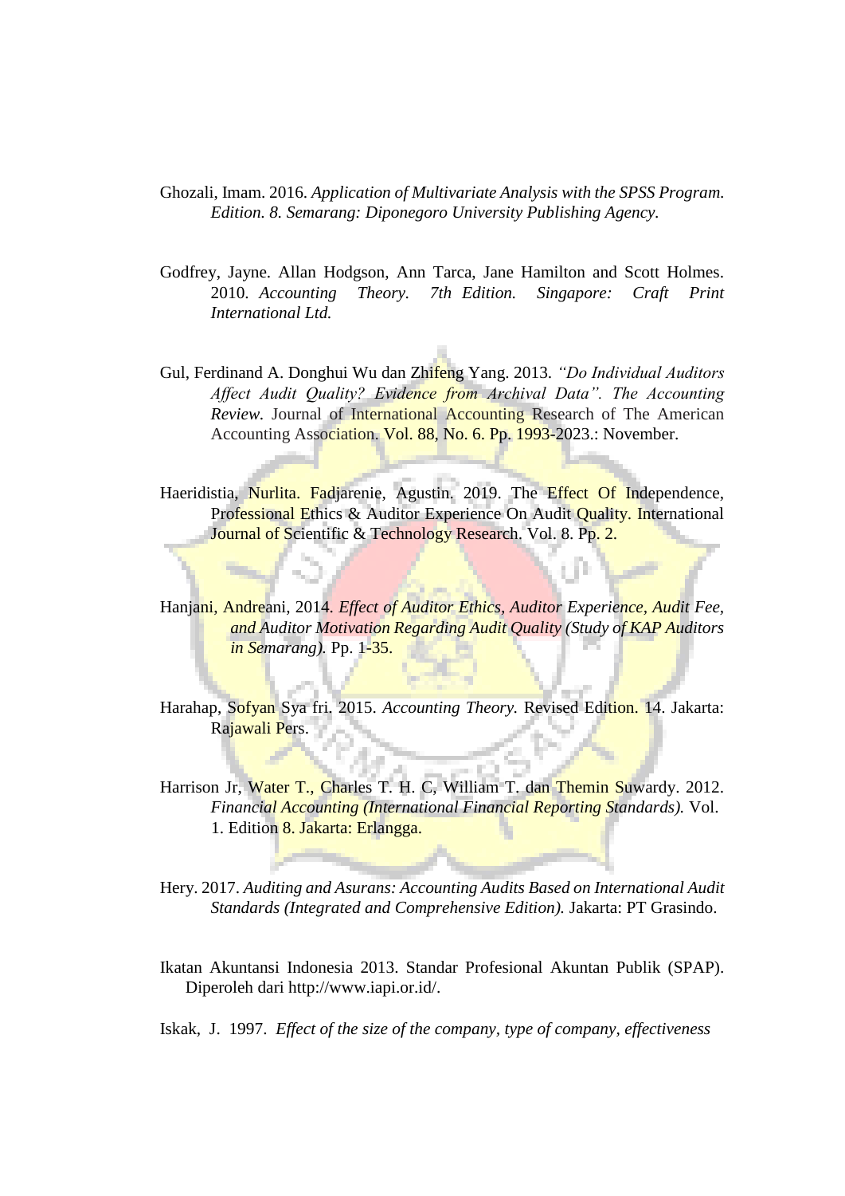Ghozali, Imam. 2016. *Application of Multivariate Analysis with the SPSS Program. Edition. 8. Semarang: Diponegoro University Publishing Agency.*

Godfrey, Jayne. Allan Hodgson, Ann Tarca, Jane Hamilton and Scott Holmes. 2010. *Accounting Theory. 7th Edition. Singapore: Craft Print International Ltd.*

Gul, Ferdinand A. Donghui Wu dan Zhifeng Yang. 2013. *"Do Individual Auditors Affect Audit Quality? Evidence from Archival Data". The Accounting Review.* Journal of International Accounting Research of The American Accounting Association. Vol. 88, No. 6. Pp. 1993-2023.: November.

Haeridistia, Nurlita. Fadjarenie, Agustin. 2019. The Effect Of Independence, Professional Ethics & Auditor Experience On Audit Quality. International Journal of Scientific & Technology Research. Vol. 8. Pp. 2.

Hanjani, Andreani, 2014. *Effect of Auditor Ethics, Auditor Experience, Audit Fee, and Auditor Motivation Regarding Audit Quality (Study of KAP Auditors in Semarang).* Pp. 1-35.

Harahap, Sofyan Sya fri. 2015. *Accounting Theory.* Revised Edition. 14. Jakarta: Rajawali Pers.

Harrison Jr, Water T., Charles T. H. C, William T. dan Themin Suwardy. 2012. *Financial Accounting (International Financial Reporting Standards).* Vol. 1. Edition 8. Jakarta: Erlangga.

Hery. 2017. *Auditing and Asurans: Accounting Audits Based on International Audit Standards (Integrated and Comprehensive Edition).* Jakarta: PT Grasindo.

Ikatan Akuntansi Indonesia 2013. Standar Profesional Akuntan Publik (SPAP). Diperoleh dari http://www.iapi.or.id/.

Iskak, J. 1997. *Effect of the size of the company, type of company, effectiveness*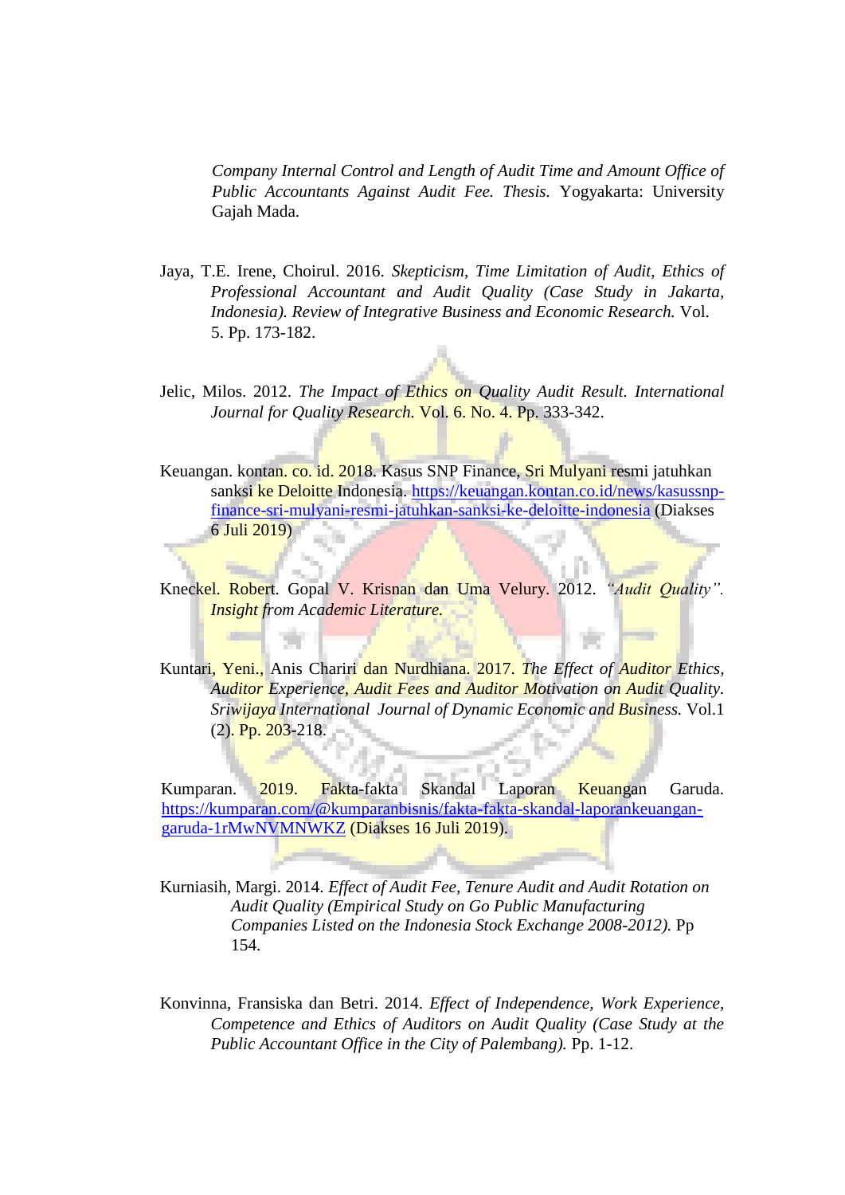*Company Internal Control and Length of Audit Time and Amount Office of Public Accountants Against Audit Fee. Thesis.* Yogyakarta: University Gajah Mada.

Jaya, T.E. Irene, Choirul. 2016. *Skepticism, Time Limitation of Audit, Ethics of Professional Accountant and Audit Quality (Case Study in Jakarta, Indonesia). Review of Integrative Business and Economic Research.* Vol. 5. Pp. 173-182.

Jelic, Milos. 2012. *The Impact of Ethics on Quality Audit Result. International Journal for Quality Research.* Vol. 6. No. 4. Pp. 333-342.

Keuangan. kontan. co. id. 2018. Kasus SNP Finance, Sri Mulyani resmi jatuhkan sanksi ke Deloitte Indonesia. https://keuangan.kontan.co.id/news/kasussnp-finance-sri-mulyani-resmi-jatuhkan-sanksi-ke-deloitte-indonesia (Diakses 6 Juli 2019)

Kneckel. Robert. Gopal V. Krisnan dan Uma Velury. 2012. *"Audit Quality". Insight from Academic Literature.*

Kuntari, Yeni., Anis Chariri dan Nurdhiana. 2017. *The Effect of Auditor Ethics, Auditor Experience, Audit Fees and Auditor Motivation on Audit Quality. Sriwijaya International Journal of Dynamic Economic and Business.* Vol.1 (2). Pp. 203-218.

Kumparan. 2019. Fakta-fakta Skandal Laporan Keuangan Garuda. https://kumparan.com/@kumparanbisnis/fakta-fakta-skandal-laporankeuangan-garuda-1rMwNVMNWKZ (Diakses 16 Juli 2019).

Kurniasih, Margi. 2014. *Effect of Audit Fee, Tenure Audit and Audit Rotation on Audit Quality (Empirical Study on Go Public Manufacturing Companies Listed on the Indonesia Stock Exchange 2008-2012).* Pp 154.

Konvinna, Fransiska dan Betri. 2014. *Effect of Independence, Work Experience, Competence and Ethics of Auditors on Audit Quality (Case Study at the Public Accountant Office in the City of Palembang).* Pp. 1-12.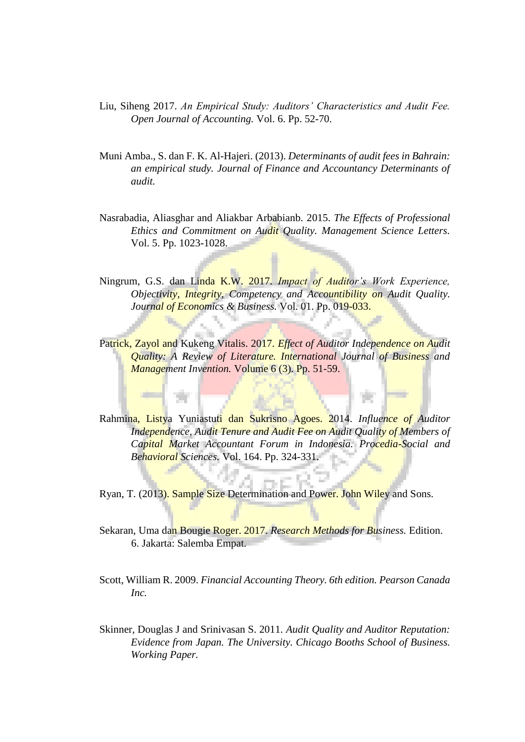Liu, Siheng 2017. *An Empirical Study: Auditors' Characteristics and Audit Fee. Open Journal of Accounting.* Vol. 6. Pp. 52-70.

Muni Amba., S. dan F. K. Al-Hajeri. (2013). *Determinants of audit fees in Bahrain: an empirical study. Journal of Finance and Accountancy Determinants of audit.*

Nasrabadia, Aliasghar and Aliakbar Arbabianb. 2015. *The Effects of Professional Ethics and Commitment on Audit Quality. Management Science Letters.* Vol. 5. Pp. 1023-1028.

Ningrum, G.S. dan Linda K.W. 2017. *Impact of Auditor's Work Experience, Objectivity, Integrity, Competency and Accountibility on Audit Quality. Journal of Economics & Business.* Vol. 01. Pp. 019-033.

Patrick, Zayol and Kukeng Vitalis. 2017. *Effect of Auditor Independence on Audit Quality: A Review of Literature. International Journal of Business and Management Invention.* Volume 6 (3). Pp. 51-59.

Rahmina, Listya Yuniastuti dan Sukrisno Agoes. 2014. *Influence of Auditor Independence, Audit Tenure and Audit Fee on Audit Quality of Members of Capital Market Accountant Forum in Indonesia. Procedia-Social and Behavioral Sciences.* Vol. 164. Pp. 324-331.

Ryan, T. (2013). Sample Size Determination and Power. John Wiley and Sons.

Sekaran, Uma dan Bougie Roger. 2017. *Research Methods for Business.* Edition. 6. Jakarta: Salemba Empat.

Scott, William R. 2009. *Financial Accounting Theory. 6th edition. Pearson Canada Inc.*

Skinner, Douglas J and Srinivasan S. 2011. *Audit Quality and Auditor Reputation: Evidence from Japan. The University. Chicago Booths School of Business. Working Paper.*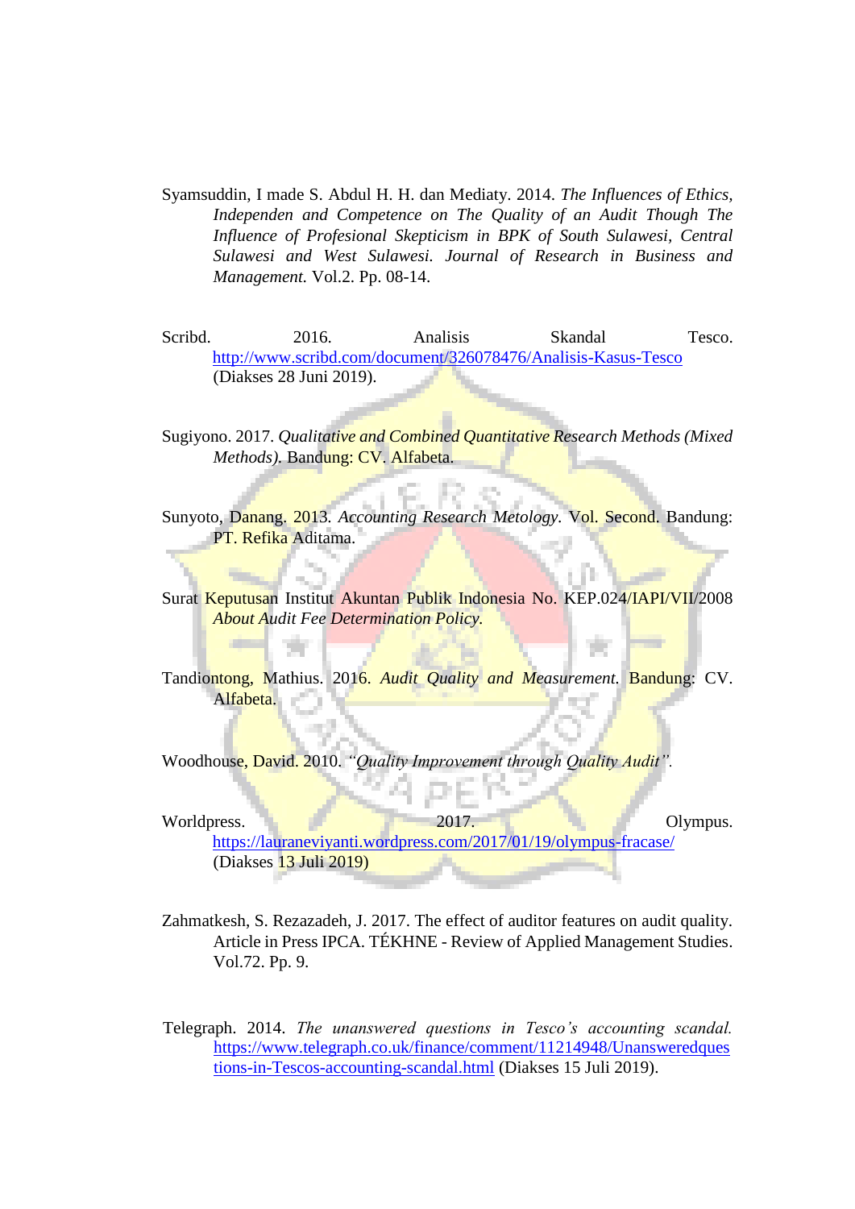Syamsuddin, I made S. Abdul H. H. dan Mediaty. 2014. *The Influences of Ethics, Independen and Competence on The Quality of an Audit Though The Influence of Profesional Skepticism in BPK of South Sulawesi, Central Sulawesi and West Sulawesi. Journal of Research in Business and Management.* Vol.2. Pp. 08-14.

Scribd. 2016. Analisis Skandal Tesco. http://www.scribd.com/document/326078476/Analisis-Kasus-Tesco (Diakses 28 Juni 2019).

Sugiyono. 2017. *Qualitative and Combined Quantitative Research Methods (Mixed Methods).* Bandung: CV. Alfabeta.

Sunyoto, Danang. 2013. *Accounting Research Metology.* Vol. Second. Bandung: PT. Refika Aditama.

Surat Keputusan Institut Akuntan Publik Indonesia No. KEP.024/IAPI/VII/2008 *About Audit Fee Determination Policy.*

Tandiontong, Mathius. 2016. *Audit Quality and Measurement.* Bandung: CV. Alfabeta.

Woodhouse, David. 2010. *"Quality Improvement through Quality Audit".*

Worldpress. 2017. Olympus. https://lauraneviyanti.wordpress.com/2017/01/19/olympus-fracase/ (Diakses 13 Juli 2019)

Zahmatkesh, S. Rezazadeh, J. 2017. The effect of auditor features on audit quality. Article in Press IPCA. TÉKHNE - Review of Applied Management Studies. Vol.72. Pp. 9.

Telegraph. 2014. *The unanswered questions in Tesco's accounting scandal.* https://www.telegraph.co.uk/finance/comment/11214948/Unansweredquestions-in-Tescos-accounting-scandal.html (Diakses 15 Juli 2019).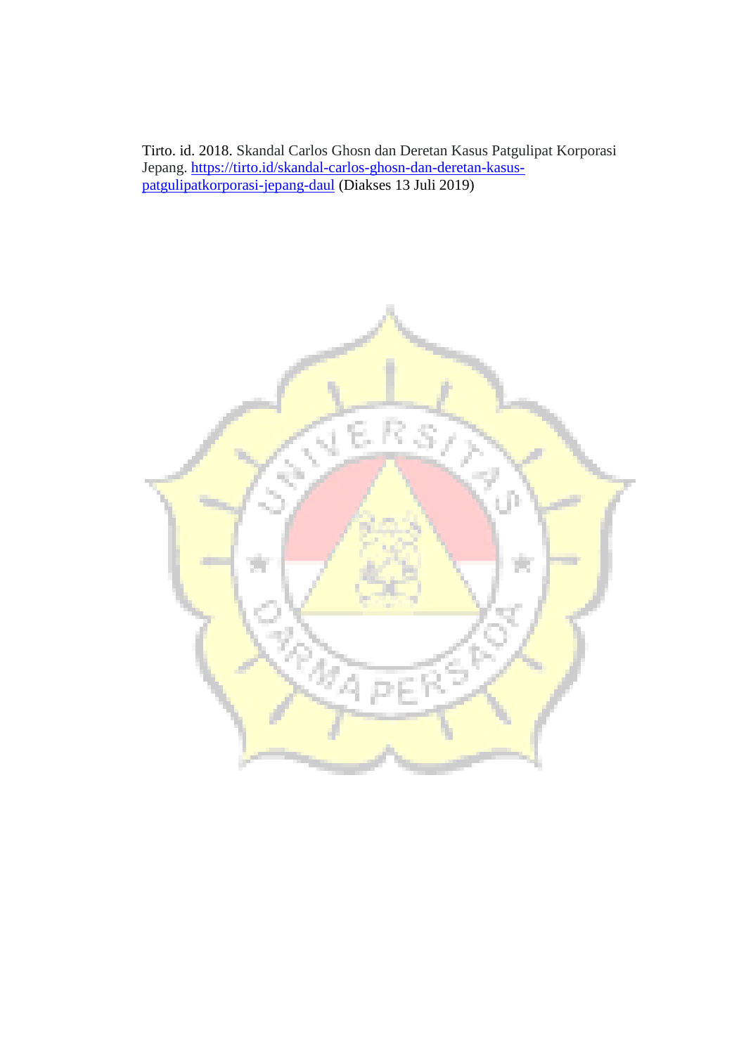Tirto. id. 2018. Skandal Carlos Ghosn dan Deretan Kasus Patgulipat Korporasi Jepang. https://tirto.id/skandal-carlos-ghosn-dan-deretan-kasus-patgulipatkorporasi-jepang-daul (Diakses 13 Juli 2019)